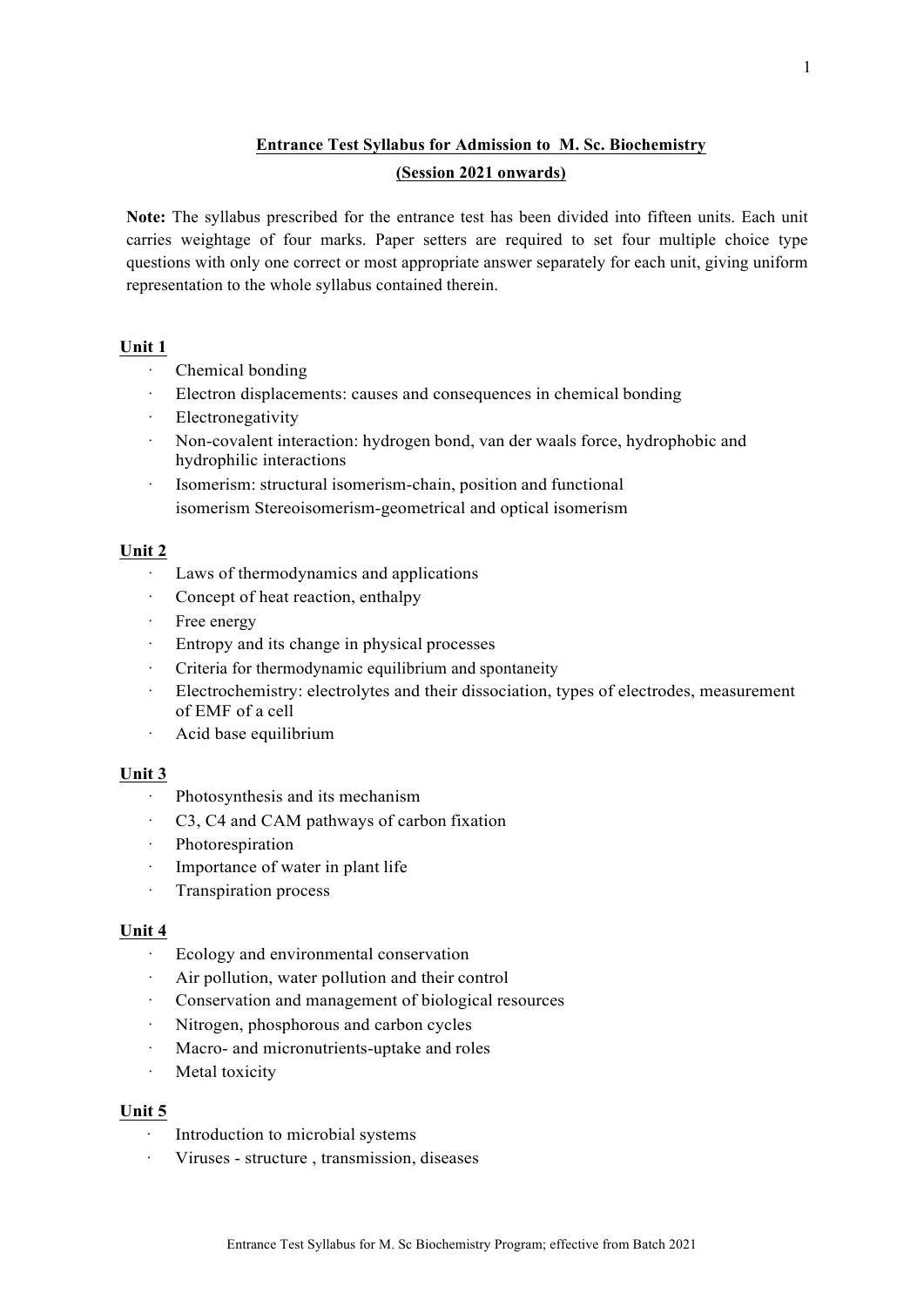**Entrance Test Syllabus for Admission to M. Sc. Biochemistry**

**(Session 2021 onwards)**

**Note:** The syllabus prescribed for the entrance test has been divided into fifteen units. Each unit carries weightage of four marks. Paper setters are required to set four multiple choice type questions with only one correct or most appropriate answer separately for each unit, giving uniform representation to the whole syllabus contained therein.

**Unit 1**

- Chemical bonding
- Electron displacements: causes and consequences in chemical bonding
- Electronegativity
- Non-covalent interaction: hydrogen bond, van der waals force, hydrophobic and hydrophilic interactions
- Isomerism: structural isomerism-chain, position and functional isomerism Stereoisomerism-geometrical and optical isomerism

**Unit 2**

- Laws of thermodynamics and applications
- Concept of heat reaction, enthalpy
- Free energy
- Entropy and its change in physical processes
- Criteria for thermodynamic equilibrium and spontaneity
- Electrochemistry: electrolytes and their dissociation, types of electrodes, measurement of EMF of a cell
- Acid base equilibrium

**Unit 3**

- Photosynthesis and its mechanism
- C3, C4 and CAM pathways of carbon fixation
- Photorespiration
- Importance of water in plant life
- Transpiration process

**Unit 4**

- Ecology and environmental conservation
- Air pollution, water pollution and their control
- Conservation and management of biological resources
- Nitrogen, phosphorous and carbon cycles
- Macro- and micronutrients-uptake and roles
- Metal toxicity

**Unit 5**

- Introduction to microbial systems
- Viruses - structure , transmission, diseases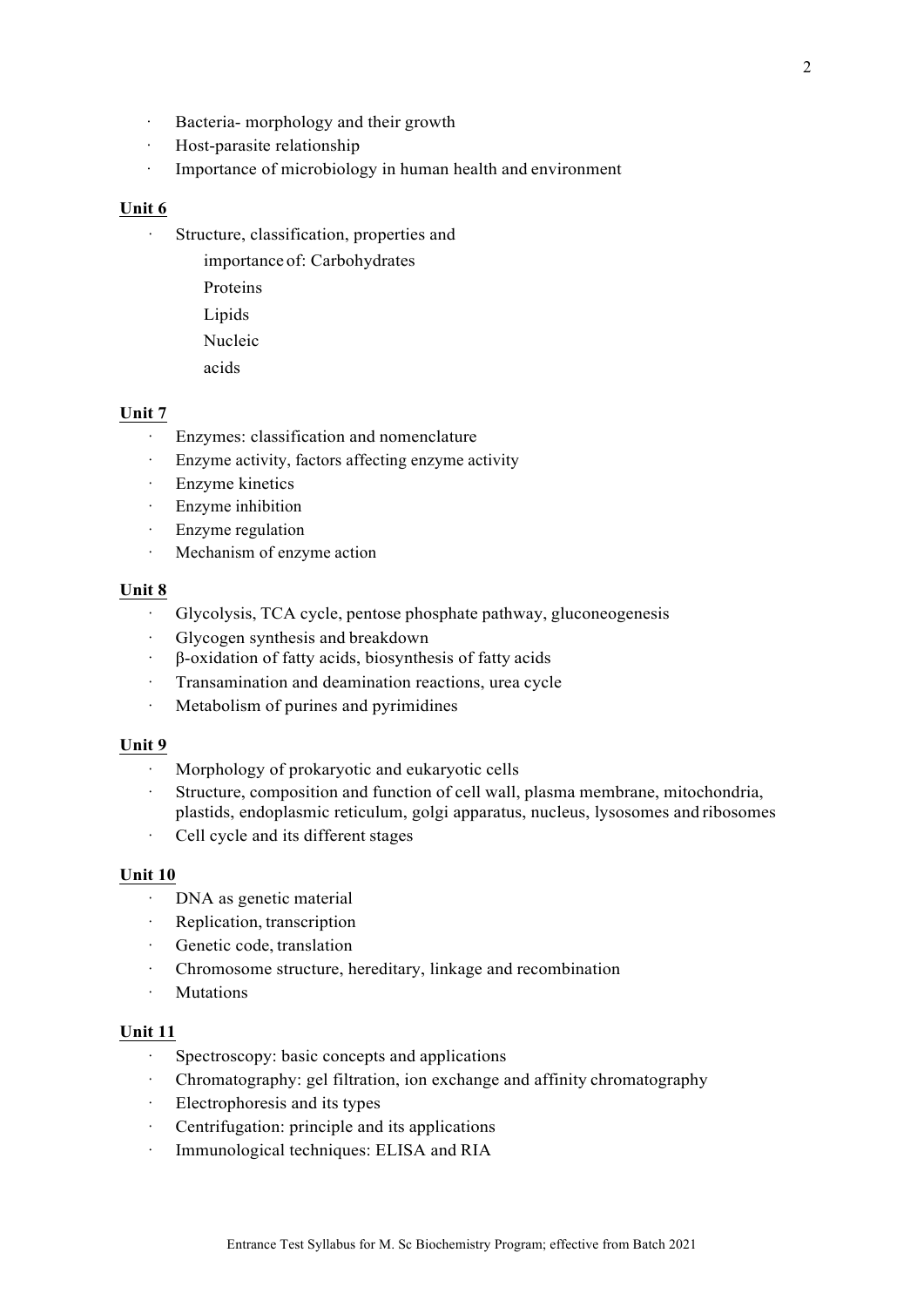- Bacteria- morphology and their growth
- Host-parasite relationship
- Importance of microbiology in human health and environment

**Unit 6**

- Structure, classification, properties and
  importance of: Carbohydrates
  Proteins
  Lipids
  Nucleic
  acids

**Unit 7**

- Enzymes: classification and nomenclature
- Enzyme activity, factors affecting enzyme activity
- Enzyme kinetics
- Enzyme inhibition
- Enzyme regulation
- Mechanism of enzyme action

**Unit 8**

- Glycolysis, TCA cycle, pentose phosphate pathway, gluconeogenesis
- Glycogen synthesis and breakdown
- β-oxidation of fatty acids, biosynthesis of fatty acids
- Transamination and deamination reactions, urea cycle
- Metabolism of purines and pyrimidines

**Unit 9**

- Morphology of prokaryotic and eukaryotic cells
- Structure, composition and function of cell wall, plasma membrane, mitochondria, plastids, endoplasmic reticulum, golgi apparatus, nucleus, lysosomes and ribosomes
- Cell cycle and its different stages

**Unit 10**

- DNA as genetic material
- Replication, transcription
- Genetic code, translation
- Chromosome structure, hereditary, linkage and recombination
- Mutations

**Unit 11**

- Spectroscopy: basic concepts and applications
- Chromatography: gel filtration, ion exchange and affinity chromatography
- Electrophoresis and its types
- Centrifugation: principle and its applications
- Immunological techniques: ELISA and RIA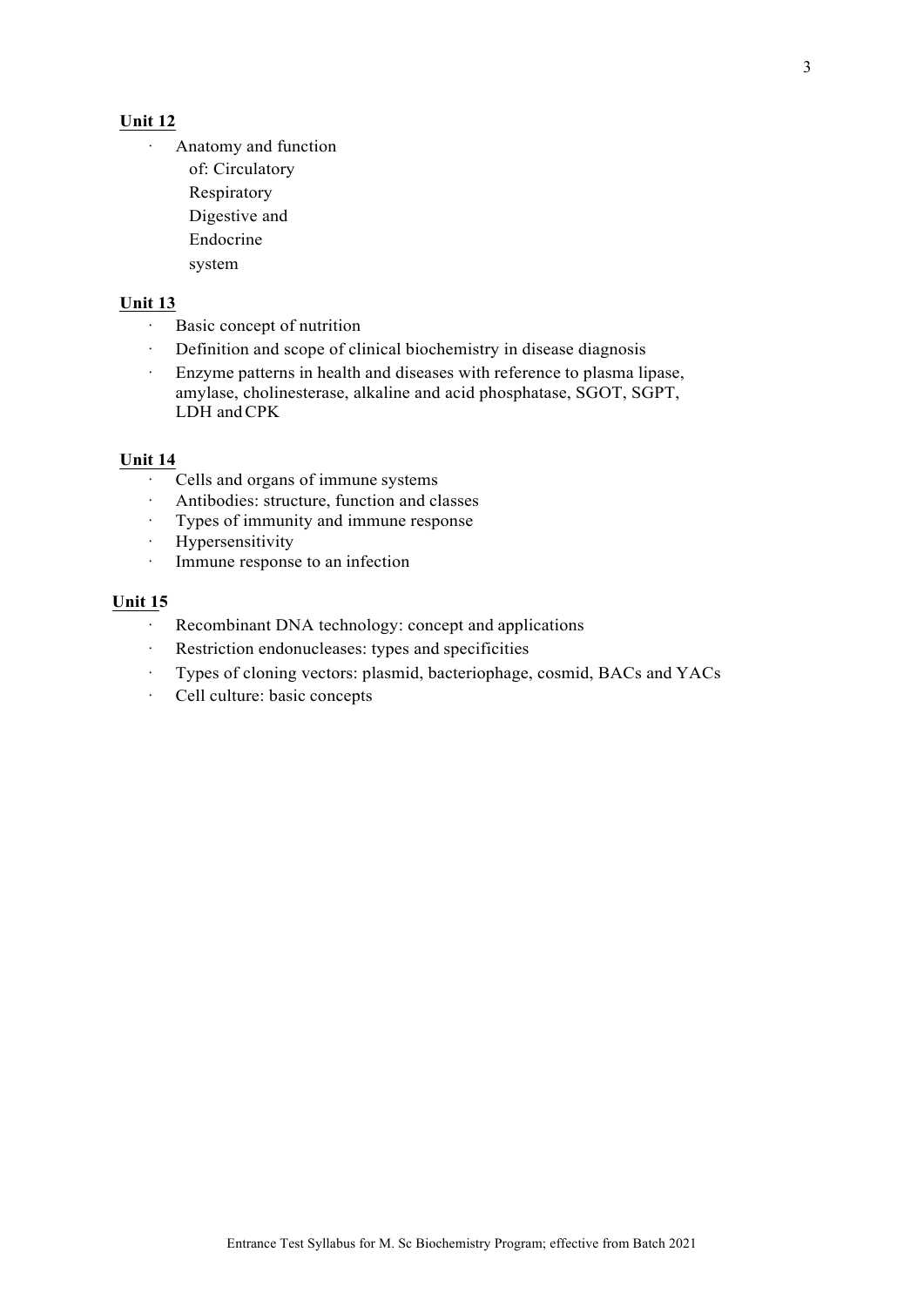**Unit 12**

- Anatomy and function of: Circulatory Respiratory Digestive and Endocrine system

**Unit 13**

- Basic concept of nutrition
- Definition and scope of clinical biochemistry in disease diagnosis
- Enzyme patterns in health and diseases with reference to plasma lipase, amylase, cholinesterase, alkaline and acid phosphatase, SGOT, SGPT, LDH and CPK

**Unit 14**

- Cells and organs of immune systems
- Antibodies: structure, function and classes
- Types of immunity and immune response
- Hypersensitivity
- Immune response to an infection

**Unit 15**

- Recombinant DNA technology: concept and applications
- Restriction endonucleases: types and specificities
- Types of cloning vectors: plasmid, bacteriophage, cosmid, BACs and YACs
- Cell culture: basic concepts